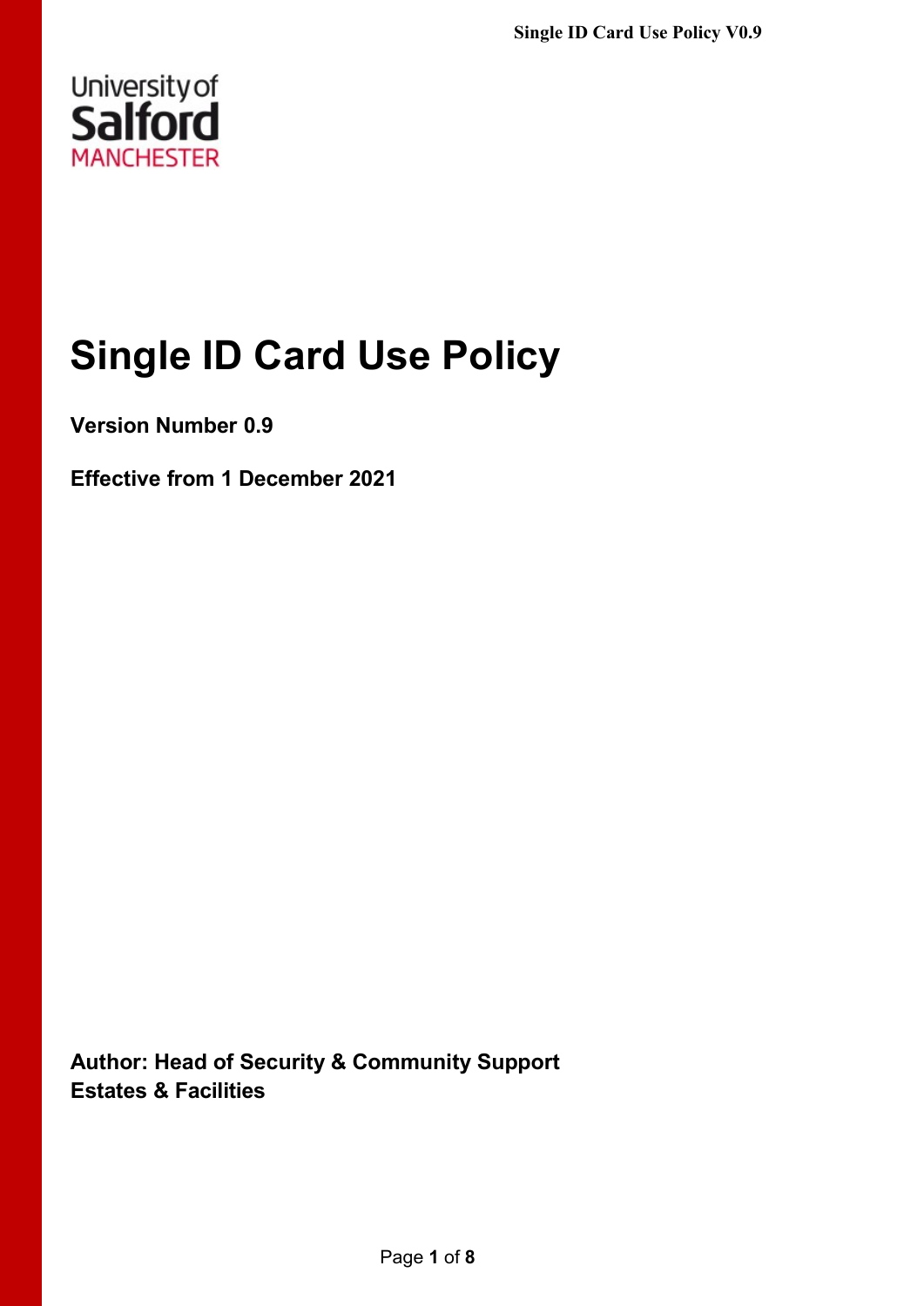# Single ID Card Use Policy

**Version Number 0.9**

**Effective from 1 December 2021**

**Author: Head of Security & Community Support**
**Estates & Facilities**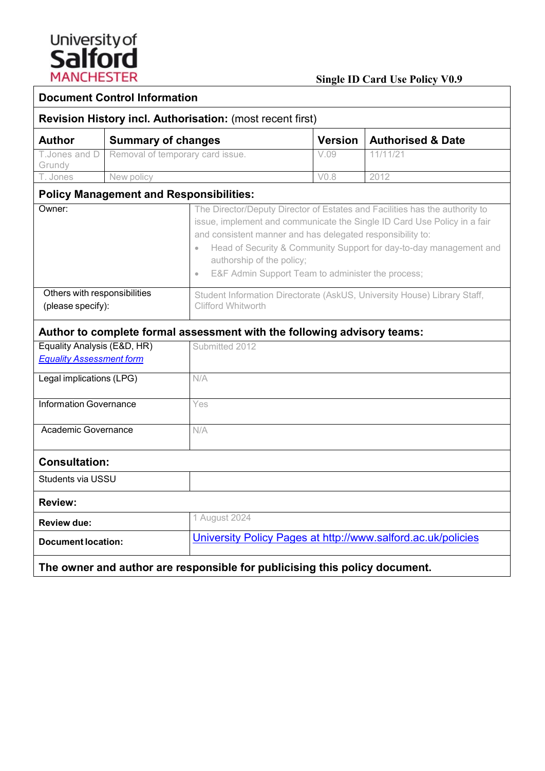**Single ID Card Use Policy V0.9**

| **Document Control Information** | | | |
|---|---|---|---|
| **Revision History incl. Authorisation:** (most recent first) | | | |
| **Author** | **Summary of changes** | **Version** | **Authorised & Date** |
| T.Jones and D Grundy | Removal of temporary card issue. | V.09 | 11/11/21 |
| T. Jones | New policy | V0.8 | 2012 |

| **Policy Management and Responsibilities:** | |
|---|---|
| Owner: | The Director/Deputy Director of Estates and Facilities has the authority to issue, implement and communicate the Single ID Card Use Policy in a fair and consistent manner and has delegated responsibility to:<br>• Head of Security & Community Support for day-to-day management and authorship of the policy;<br>• E&F Admin Support Team to administer the process; |
| Others with responsibilities (please specify): | Student Information Directorate (AskUS, University House) Library Staff, Clifford Whitworth |
| **Author to complete formal assessment with the following advisory teams:** | |
| Equality Analysis (E&D, HR)<br>*Equality Assessment form* | Submitted 2012 |
| Legal implications (LPG) | N/A |
| Information Governance | Yes |
| Academic Governance | N/A |
| **Consultation:** | |
| Students via USSU | |
| **Review:** | |
| **Review due:** | 1 August 2024 |
| **Document location:** | University Policy Pages at http://www.salford.ac.uk/policies |
| **The owner and author are responsible for publicising this policy document.** | |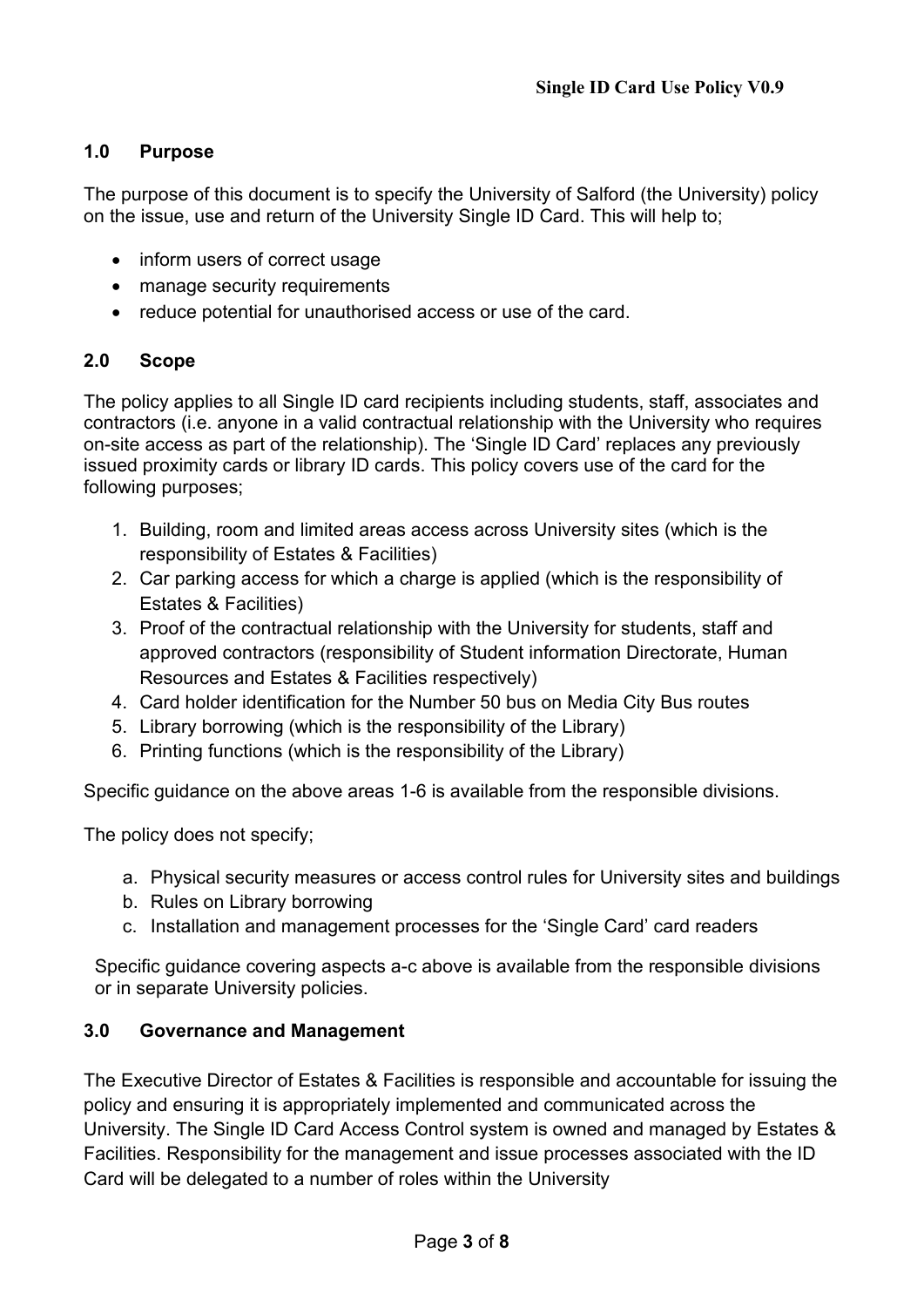## 1.0 Purpose

The purpose of this document is to specify the University of Salford (the University) policy on the issue, use and return of the University Single ID Card. This will help to;

- inform users of correct usage
- manage security requirements
- reduce potential for unauthorised access or use of the card.

## 2.0 Scope

The policy applies to all Single ID card recipients including students, staff, associates and contractors (i.e. anyone in a valid contractual relationship with the University who requires on-site access as part of the relationship). The 'Single ID Card' replaces any previously issued proximity cards or library ID cards. This policy covers use of the card for the following purposes;

1. Building, room and limited areas access across University sites (which is the responsibility of Estates & Facilities)
2. Car parking access for which a charge is applied (which is the responsibility of Estates & Facilities)
3. Proof of the contractual relationship with the University for students, staff and approved contractors (responsibility of Student information Directorate, Human Resources and Estates & Facilities respectively)
4. Card holder identification for the Number 50 bus on Media City Bus routes
5. Library borrowing (which is the responsibility of the Library)
6. Printing functions (which is the responsibility of the Library)

Specific guidance on the above areas 1-6 is available from the responsible divisions.

The policy does not specify;

a. Physical security measures or access control rules for University sites and buildings
b. Rules on Library borrowing
c. Installation and management processes for the 'Single Card' card readers

Specific guidance covering aspects a-c above is available from the responsible divisions or in separate University policies.

## 3.0 Governance and Management

The Executive Director of Estates & Facilities is responsible and accountable for issuing the policy and ensuring it is appropriately implemented and communicated across the University. The Single ID Card Access Control system is owned and managed by Estates & Facilities. Responsibility for the management and issue processes associated with the ID Card will be delegated to a number of roles within the University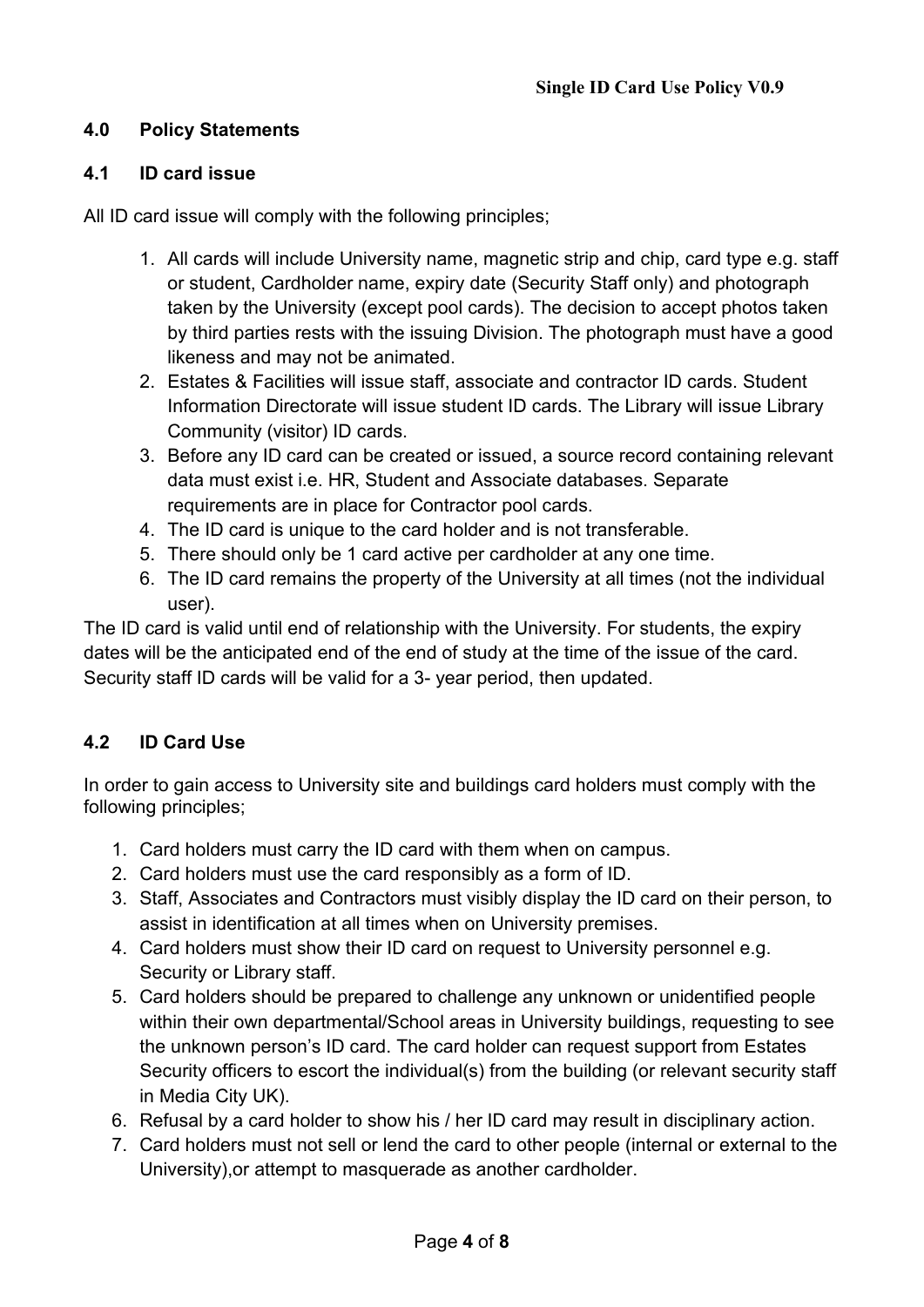## 4.0 Policy Statements

### 4.1 ID card issue

All ID card issue will comply with the following principles;

1. All cards will include University name, magnetic strip and chip, card type e.g. staff or student, Cardholder name, expiry date (Security Staff only) and photograph taken by the University (except pool cards). The decision to accept photos taken by third parties rests with the issuing Division. The photograph must have a good likeness and may not be animated.
2. Estates & Facilities will issue staff, associate and contractor ID cards. Student Information Directorate will issue student ID cards. The Library will issue Library Community (visitor) ID cards.
3. Before any ID card can be created or issued, a source record containing relevant data must exist i.e. HR, Student and Associate databases. Separate requirements are in place for Contractor pool cards.
4. The ID card is unique to the card holder and is not transferable.
5. There should only be 1 card active per cardholder at any one time.
6. The ID card remains the property of the University at all times (not the individual user).

The ID card is valid until end of relationship with the University. For students, the expiry dates will be the anticipated end of the end of study at the time of the issue of the card. Security staff ID cards will be valid for a 3- year period, then updated.

### 4.2 ID Card Use

In order to gain access to University site and buildings card holders must comply with the following principles;

1. Card holders must carry the ID card with them when on campus.
2. Card holders must use the card responsibly as a form of ID.
3. Staff, Associates and Contractors must visibly display the ID card on their person, to assist in identification at all times when on University premises.
4. Card holders must show their ID card on request to University personnel e.g. Security or Library staff.
5. Card holders should be prepared to challenge any unknown or unidentified people within their own departmental/School areas in University buildings, requesting to see the unknown person's ID card. The card holder can request support from Estates Security officers to escort the individual(s) from the building (or relevant security staff in Media City UK).
6. Refusal by a card holder to show his / her ID card may result in disciplinary action.
7. Card holders must not sell or lend the card to other people (internal or external to the University),or attempt to masquerade as another cardholder.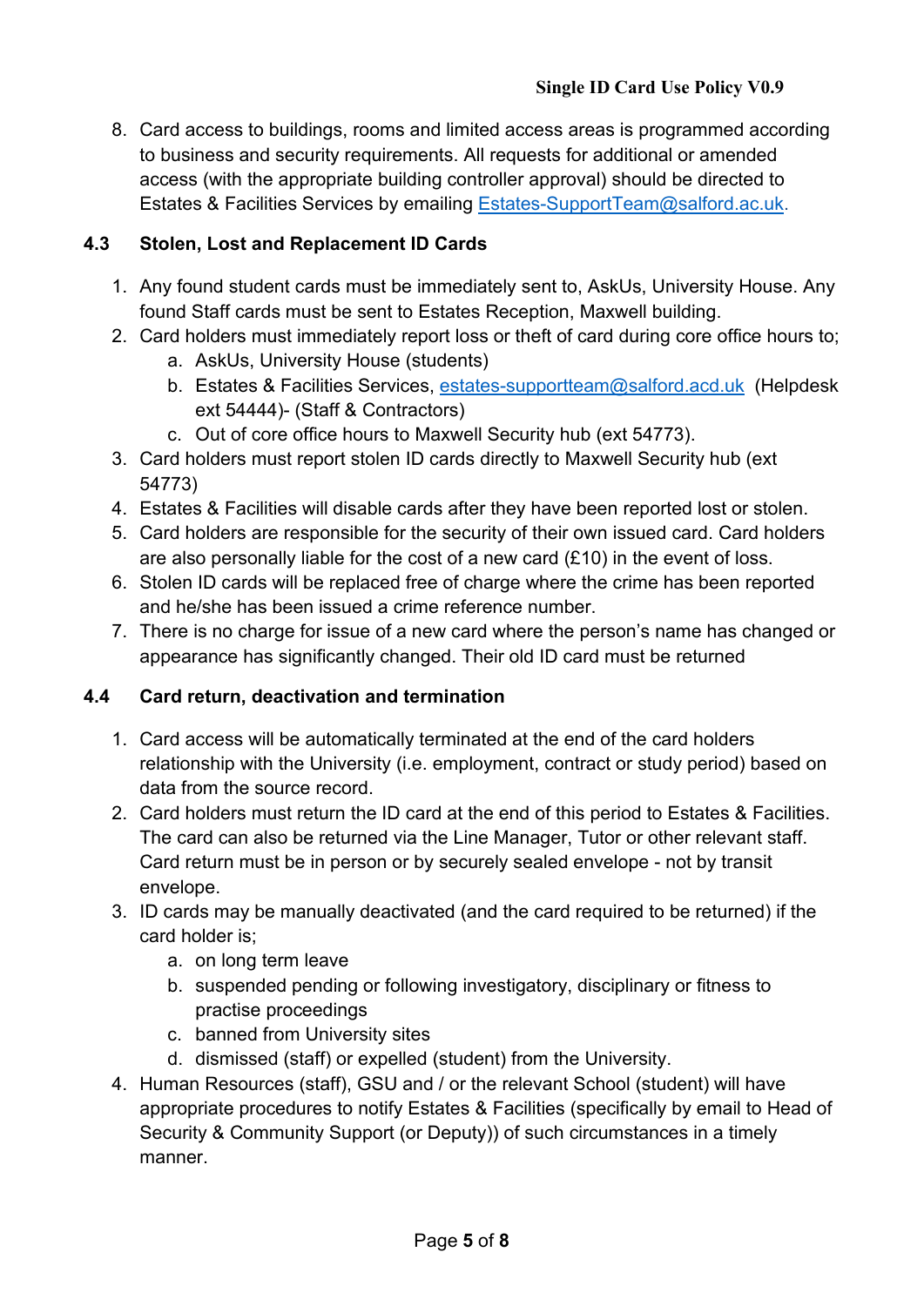8. Card access to buildings, rooms and limited access areas is programmed according to business and security requirements. All requests for additional or amended access (with the appropriate building controller approval) should be directed to Estates & Facilities Services by emailing Estates-SupportTeam@salford.ac.uk.

### 4.3 Stolen, Lost and Replacement ID Cards

1. Any found student cards must be immediately sent to, AskUs, University House. Any found Staff cards must be sent to Estates Reception, Maxwell building.
2. Card holders must immediately report loss or theft of card during core office hours to;
    a. AskUs, University House (students)
    b. Estates & Facilities Services, estates-supportteam@salford.acd.uk (Helpdesk ext 54444)- (Staff & Contractors)
    c. Out of core office hours to Maxwell Security hub (ext 54773).
3. Card holders must report stolen ID cards directly to Maxwell Security hub (ext 54773)
4. Estates & Facilities will disable cards after they have been reported lost or stolen.
5. Card holders are responsible for the security of their own issued card. Card holders are also personally liable for the cost of a new card (£10) in the event of loss.
6. Stolen ID cards will be replaced free of charge where the crime has been reported and he/she has been issued a crime reference number.
7. There is no charge for issue of a new card where the person's name has changed or appearance has significantly changed. Their old ID card must be returned

### 4.4 Card return, deactivation and termination

1. Card access will be automatically terminated at the end of the card holders relationship with the University (i.e. employment, contract or study period) based on data from the source record.
2. Card holders must return the ID card at the end of this period to Estates & Facilities. The card can also be returned via the Line Manager, Tutor or other relevant staff. Card return must be in person or by securely sealed envelope - not by transit envelope.
3. ID cards may be manually deactivated (and the card required to be returned) if the card holder is;
    a. on long term leave
    b. suspended pending or following investigatory, disciplinary or fitness to practise proceedings
    c. banned from University sites
    d. dismissed (staff) or expelled (student) from the University.
4. Human Resources (staff), GSU and / or the relevant School (student) will have appropriate procedures to notify Estates & Facilities (specifically by email to Head of Security & Community Support (or Deputy)) of such circumstances in a timely manner.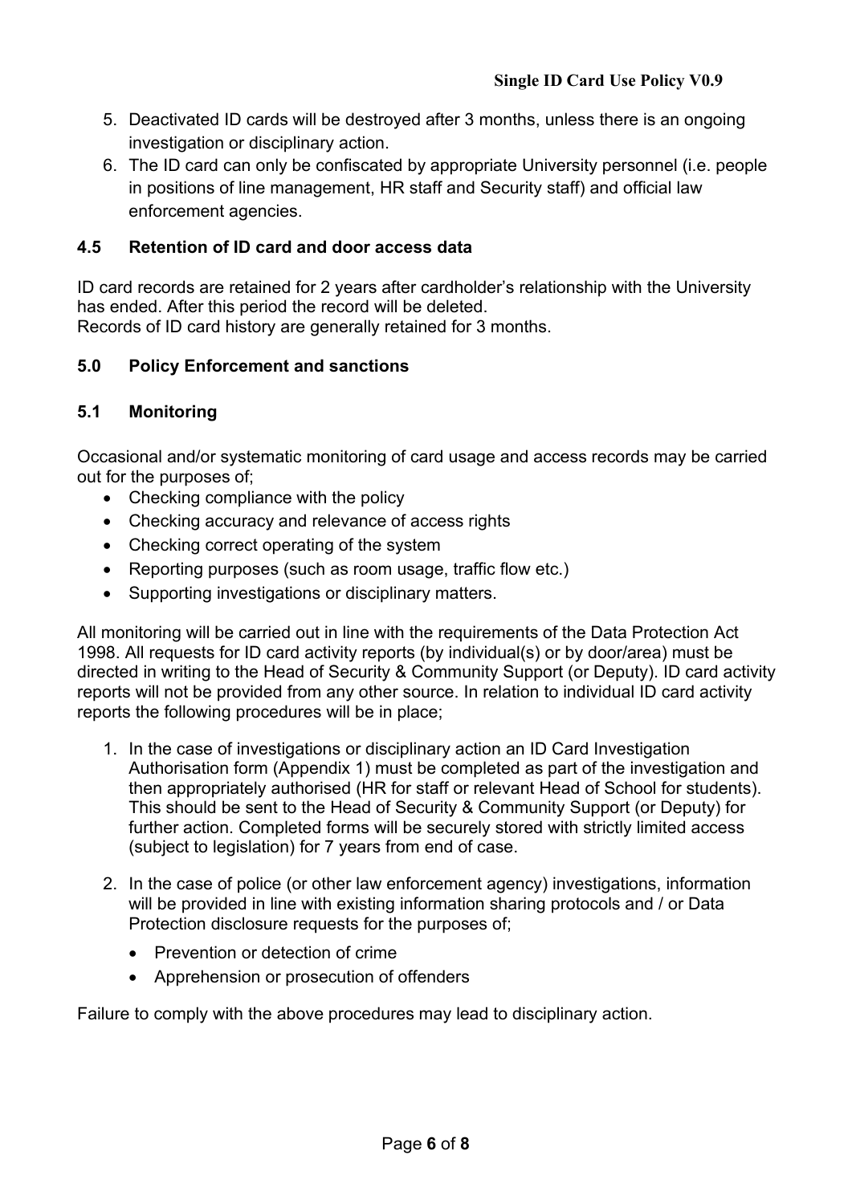5. Deactivated ID cards will be destroyed after 3 months, unless there is an ongoing investigation or disciplinary action.
6. The ID card can only be confiscated by appropriate University personnel (i.e. people in positions of line management, HR staff and Security staff) and official law enforcement agencies.

### 4.5 Retention of ID card and door access data

ID card records are retained for 2 years after cardholder's relationship with the University has ended. After this period the record will be deleted.
Records of ID card history are generally retained for 3 months.

## 5.0 Policy Enforcement and sanctions

### 5.1 Monitoring

Occasional and/or systematic monitoring of card usage and access records may be carried out for the purposes of;

- Checking compliance with the policy
- Checking accuracy and relevance of access rights
- Checking correct operating of the system
- Reporting purposes (such as room usage, traffic flow etc.)
- Supporting investigations or disciplinary matters.

All monitoring will be carried out in line with the requirements of the Data Protection Act 1998. All requests for ID card activity reports (by individual(s) or by door/area) must be directed in writing to the Head of Security & Community Support (or Deputy). ID card activity reports will not be provided from any other source. In relation to individual ID card activity reports the following procedures will be in place;

1. In the case of investigations or disciplinary action an ID Card Investigation Authorisation form (Appendix 1) must be completed as part of the investigation and then appropriately authorised (HR for staff or relevant Head of School for students). This should be sent to the Head of Security & Community Support (or Deputy) for further action. Completed forms will be securely stored with strictly limited access (subject to legislation) for 7 years from end of case.

2. In the case of police (or other law enforcement agency) investigations, information will be provided in line with existing information sharing protocols and / or Data Protection disclosure requests for the purposes of;

   - Prevention or detection of crime
   - Apprehension or prosecution of offenders

Failure to comply with the above procedures may lead to disciplinary action.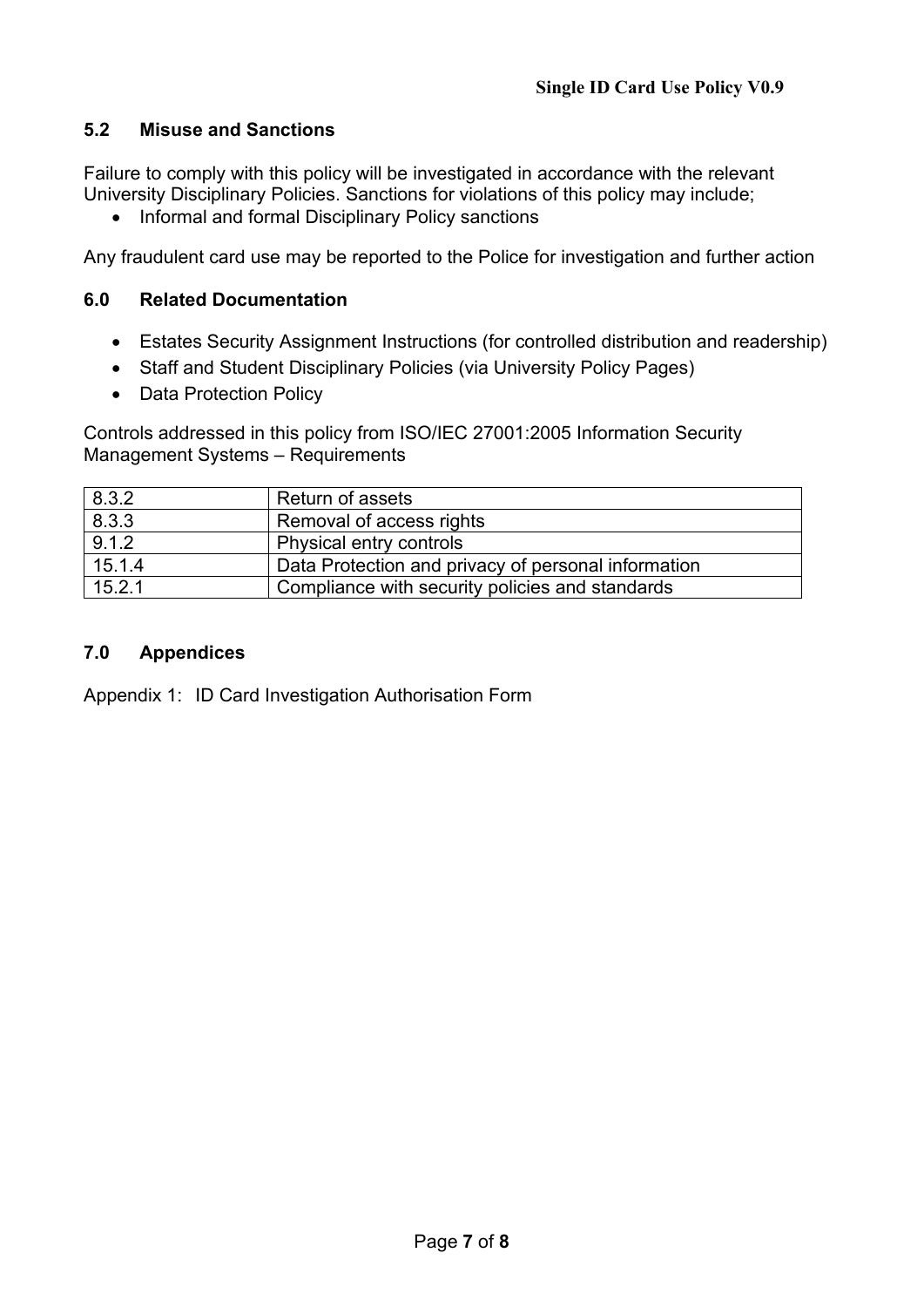### 5.2 Misuse and Sanctions

Failure to comply with this policy will be investigated in accordance with the relevant University Disciplinary Policies. Sanctions for violations of this policy may include;

- Informal and formal Disciplinary Policy sanctions

Any fraudulent card use may be reported to the Police for investigation and further action

### 6.0 Related Documentation

- Estates Security Assignment Instructions (for controlled distribution and readership)
- Staff and Student Disciplinary Policies (via University Policy Pages)
- Data Protection Policy

Controls addressed in this policy from ISO/IEC 27001:2005 Information Security Management Systems – Requirements

| | |
|---|---|
| 8.3.2 | Return of assets |
| 8.3.3 | Removal of access rights |
| 9.1.2 | Physical entry controls |
| 15.1.4 | Data Protection and privacy of personal information |
| 15.2.1 | Compliance with security policies and standards |

### 7.0 Appendices

Appendix 1: ID Card Investigation Authorisation Form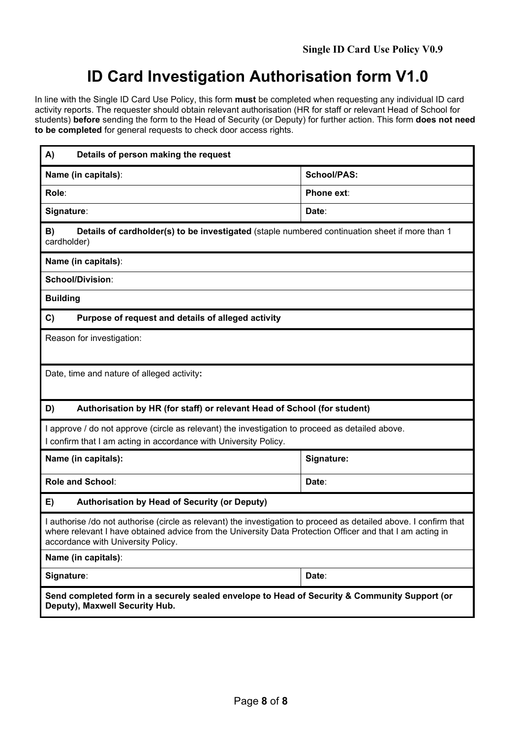# ID Card Investigation Authorisation form V1.0

In line with the Single ID Card Use Policy, this form **must** be completed when requesting any individual ID card activity reports. The requester should obtain relevant authorisation (HR for staff or relevant Head of School for students) **before** sending the form to the Head of Security (or Deputy) for further action. This form **does not need to be completed** for general requests to check door access rights.

| | |
|---|---|
| **A) Details of person making the request** | |
| **Name (in capitals)**: | **School/PAS:** |
| **Role**: | **Phone ext**: |
| **Signature**: | **Date**: |
| **B) Details of cardholder(s) to be investigated** (staple numbered continuation sheet if more than 1 cardholder) | |
| **Name (in capitals)**: | |
| **School/Division**: | |
| **Building** | |
| **C) Purpose of request and details of alleged activity** | |
| Reason for investigation: | |
| Date, time and nature of alleged activity**:** | |
| **D) Authorisation by HR (for staff) or relevant Head of School (for student)** | |
| I approve / do not approve (circle as relevant) the investigation to proceed as detailed above.<br>I confirm that I am acting in accordance with University Policy. | |
| **Name (in capitals):** | **Signature:** |
| **Role and School**: | **Date**: |
| **E) Authorisation by Head of Security (or Deputy)** | |
| I authorise /do not authorise (circle as relevant) the investigation to proceed as detailed above. I confirm that where relevant I have obtained advice from the University Data Protection Officer and that I am acting in accordance with University Policy. | |
| **Name (in capitals)**: | |
| **Signature**: | **Date**: |
| **Send completed form in a securely sealed envelope to Head of Security & Community Support (or Deputy), Maxwell Security Hub.** | |